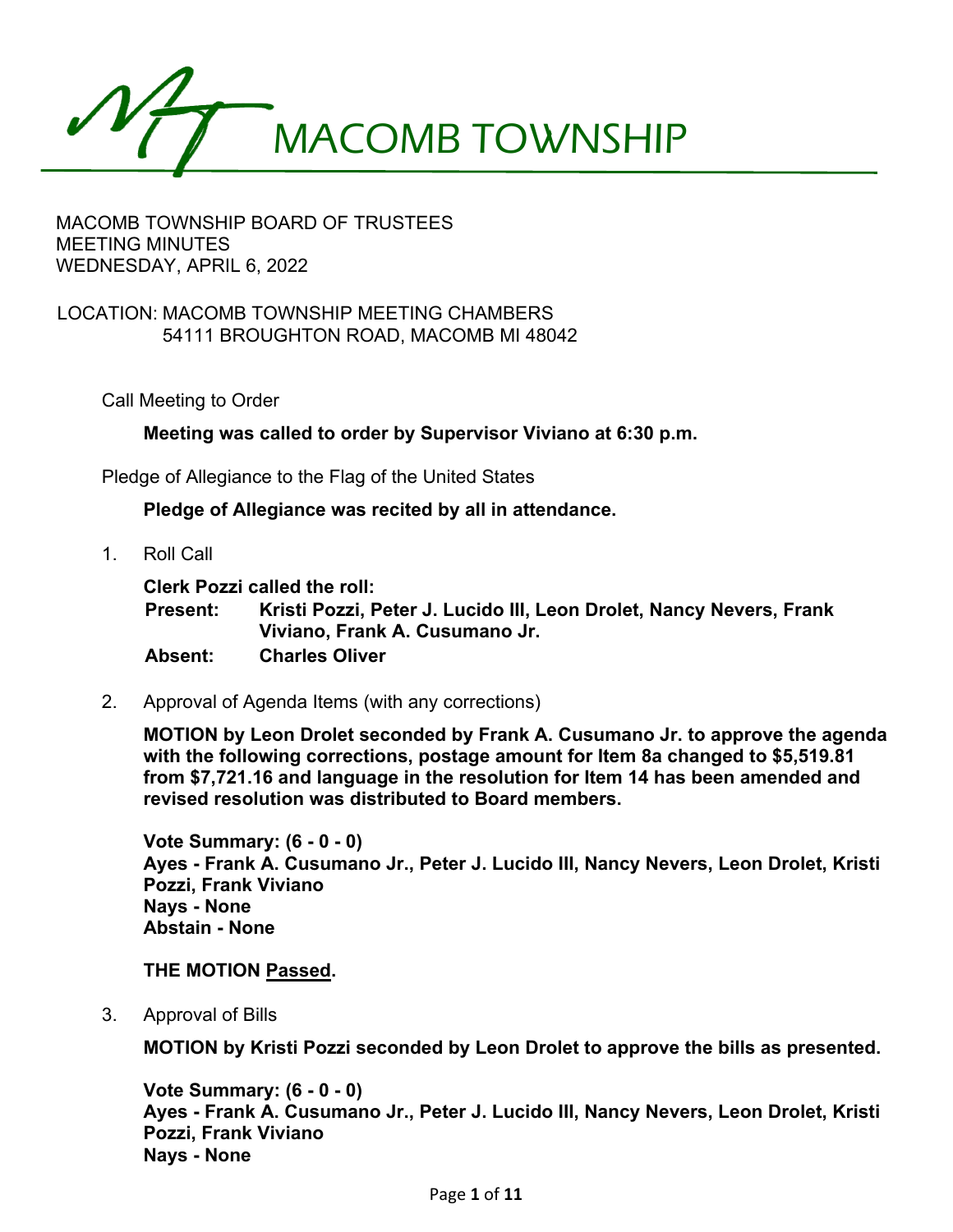# MACOMB TOWNSHIP

MACOMB TOWNSHIP BOARD OF TRUSTEES
MEETING MINUTES
WEDNESDAY, APRIL 6, 2022

LOCATION: MACOMB TOWNSHIP MEETING CHAMBERS
54111 BROUGHTON ROAD, MACOMB MI 48042

Call Meeting to Order

**Meeting was called to order by Supervisor Viviano at 6:30 p.m.**

Pledge of Allegiance to the Flag of the United States

**Pledge of Allegiance was recited by all in attendance.**

1. Roll Call

   **Clerk Pozzi called the roll:**
   **Present: Kristi Pozzi, Peter J. Lucido III, Leon Drolet, Nancy Nevers, Frank Viviano, Frank A. Cusumano Jr.**
   **Absent: Charles Oliver**

2. Approval of Agenda Items (with any corrections)

   **MOTION by Leon Drolet seconded by Frank A. Cusumano Jr. to approve the agenda with the following corrections, postage amount for Item 8a changed to $5,519.81 from $7,721.16 and language in the resolution for Item 14 has been amended and revised resolution was distributed to Board members.**

   **Vote Summary: (6 - 0 - 0)**
   **Ayes - Frank A. Cusumano Jr., Peter J. Lucido III, Nancy Nevers, Leon Drolet, Kristi Pozzi, Frank Viviano**
   **Nays - None**
   **Abstain - None**

   **THE MOTION Passed.**

3. Approval of Bills

   **MOTION by Kristi Pozzi seconded by Leon Drolet to approve the bills as presented.**

   **Vote Summary: (6 - 0 - 0)**
   **Ayes - Frank A. Cusumano Jr., Peter J. Lucido III, Nancy Nevers, Leon Drolet, Kristi Pozzi, Frank Viviano**
   **Nays - None**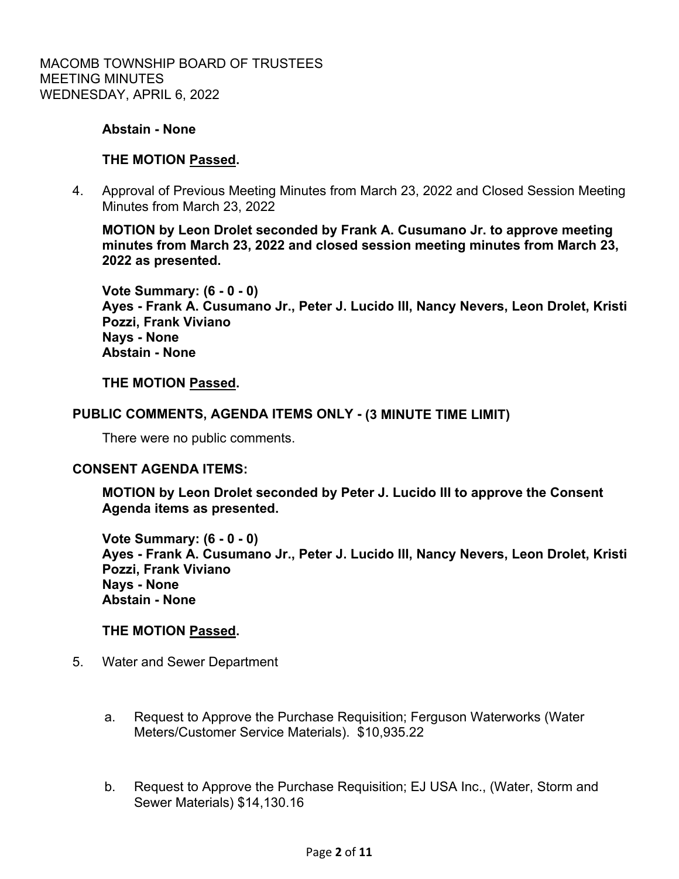**Abstain - None**

**THE MOTION Passed.**

4. Approval of Previous Meeting Minutes from March 23, 2022 and Closed Session Meeting Minutes from March 23, 2022

   **MOTION by Leon Drolet seconded by Frank A. Cusumano Jr. to approve meeting minutes from March 23, 2022 and closed session meeting minutes from March 23, 2022 as presented.**

   **Vote Summary: (6 - 0 - 0)**
   **Ayes - Frank A. Cusumano Jr., Peter J. Lucido III, Nancy Nevers, Leon Drolet, Kristi Pozzi, Frank Viviano**
   **Nays - None**
   **Abstain - None**

   **THE MOTION Passed.**

**PUBLIC COMMENTS, AGENDA ITEMS ONLY - (3 MINUTE TIME LIMIT)**

There were no public comments.

**CONSENT AGENDA ITEMS:**

**MOTION by Leon Drolet seconded by Peter J. Lucido III to approve the Consent Agenda items as presented.**

**Vote Summary: (6 - 0 - 0)**
**Ayes - Frank A. Cusumano Jr., Peter J. Lucido III, Nancy Nevers, Leon Drolet, Kristi Pozzi, Frank Viviano**
**Nays - None**
**Abstain - None**

**THE MOTION Passed.**

5. Water and Sewer Department

   a. Request to Approve the Purchase Requisition; Ferguson Waterworks (Water Meters/Customer Service Materials). $10,935.22

   b. Request to Approve the Purchase Requisition; EJ USA Inc., (Water, Storm and Sewer Materials) $14,130.16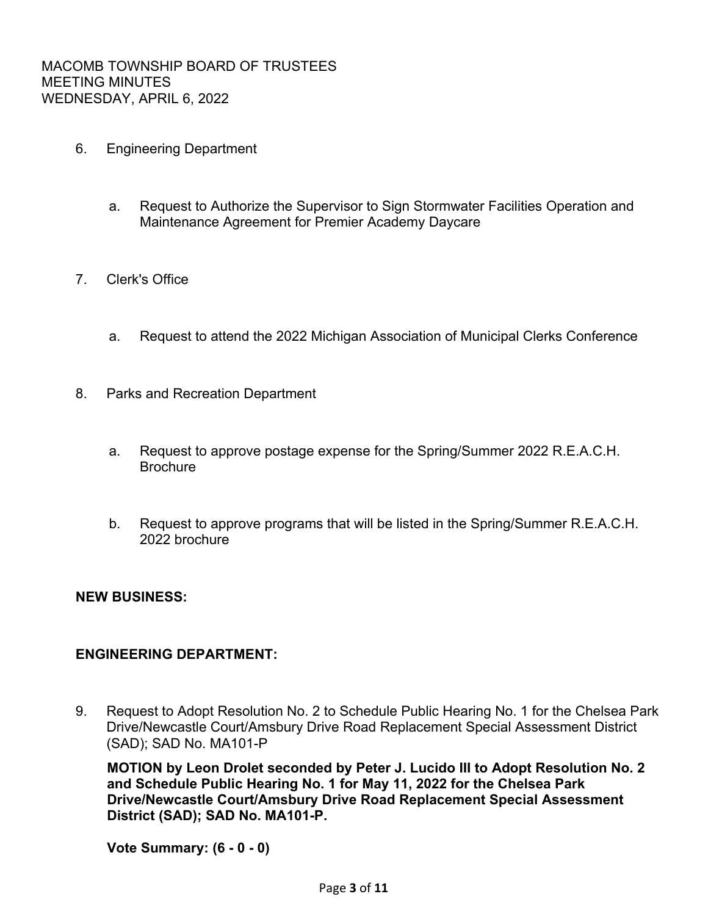6. Engineering Department

   a. Request to Authorize the Supervisor to Sign Stormwater Facilities Operation and Maintenance Agreement for Premier Academy Daycare

7. Clerk's Office

   a. Request to attend the 2022 Michigan Association of Municipal Clerks Conference

8. Parks and Recreation Department

   a. Request to approve postage expense for the Spring/Summer 2022 R.E.A.C.H. Brochure

   b. Request to approve programs that will be listed in the Spring/Summer R.E.A.C.H. 2022 brochure

**NEW BUSINESS:**

**ENGINEERING DEPARTMENT:**

9. Request to Adopt Resolution No. 2 to Schedule Public Hearing No. 1 for the Chelsea Park Drive/Newcastle Court/Amsbury Drive Road Replacement Special Assessment District (SAD); SAD No. MA101-P

   **MOTION by Leon Drolet seconded by Peter J. Lucido III to Adopt Resolution No. 2 and Schedule Public Hearing No. 1 for May 11, 2022 for the Chelsea Park Drive/Newcastle Court/Amsbury Drive Road Replacement Special Assessment District (SAD); SAD No. MA101-P.**

   **Vote Summary: (6 - 0 - 0)**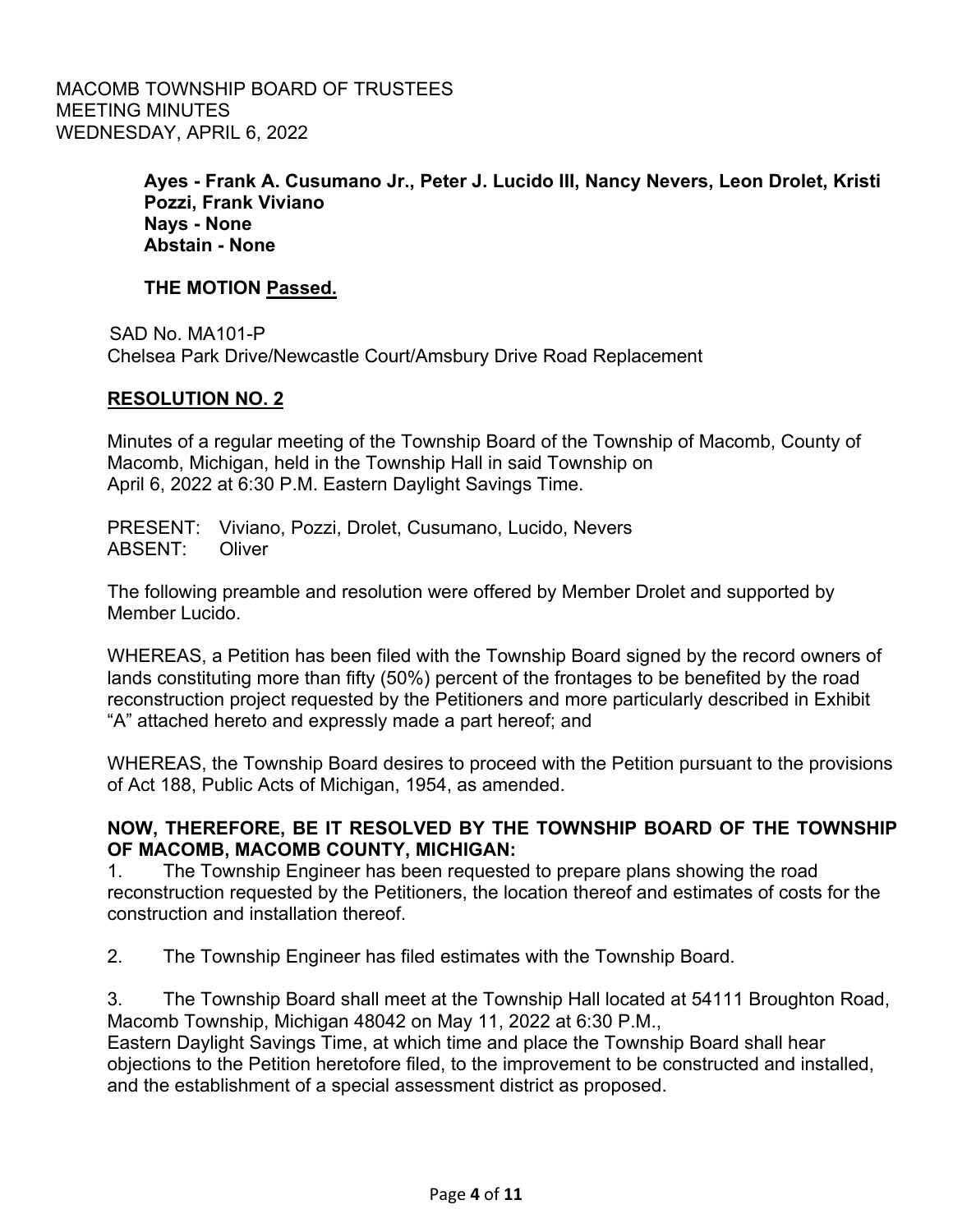**Ayes - Frank A. Cusumano Jr., Peter J. Lucido III, Nancy Nevers, Leon Drolet, Kristi Pozzi, Frank Viviano**
**Nays - None**
**Abstain - None**

**THE MOTION Passed.**

SAD No. MA101-P
Chelsea Park Drive/Newcastle Court/Amsbury Drive Road Replacement

**RESOLUTION NO. 2**

Minutes of a regular meeting of the Township Board of the Township of Macomb, County of Macomb, Michigan, held in the Township Hall in said Township on April 6, 2022 at 6:30 P.M. Eastern Daylight Savings Time.

PRESENT: Viviano, Pozzi, Drolet, Cusumano, Lucido, Nevers
ABSENT: Oliver

The following preamble and resolution were offered by Member Drolet and supported by Member Lucido.

WHEREAS, a Petition has been filed with the Township Board signed by the record owners of lands constituting more than fifty (50%) percent of the frontages to be benefited by the road reconstruction project requested by the Petitioners and more particularly described in Exhibit "A" attached hereto and expressly made a part hereof; and

WHEREAS, the Township Board desires to proceed with the Petition pursuant to the provisions of Act 188, Public Acts of Michigan, 1954, as amended.

**NOW, THEREFORE, BE IT RESOLVED BY THE TOWNSHIP BOARD OF THE TOWNSHIP OF MACOMB, MACOMB COUNTY, MICHIGAN:**

1. The Township Engineer has been requested to prepare plans showing the road reconstruction requested by the Petitioners, the location thereof and estimates of costs for the construction and installation thereof.

2. The Township Engineer has filed estimates with the Township Board.

3. The Township Board shall meet at the Township Hall located at 54111 Broughton Road, Macomb Township, Michigan 48042 on May 11, 2022 at 6:30 P.M., Eastern Daylight Savings Time, at which time and place the Township Board shall hear objections to the Petition heretofore filed, to the improvement to be constructed and installed, and the establishment of a special assessment district as proposed.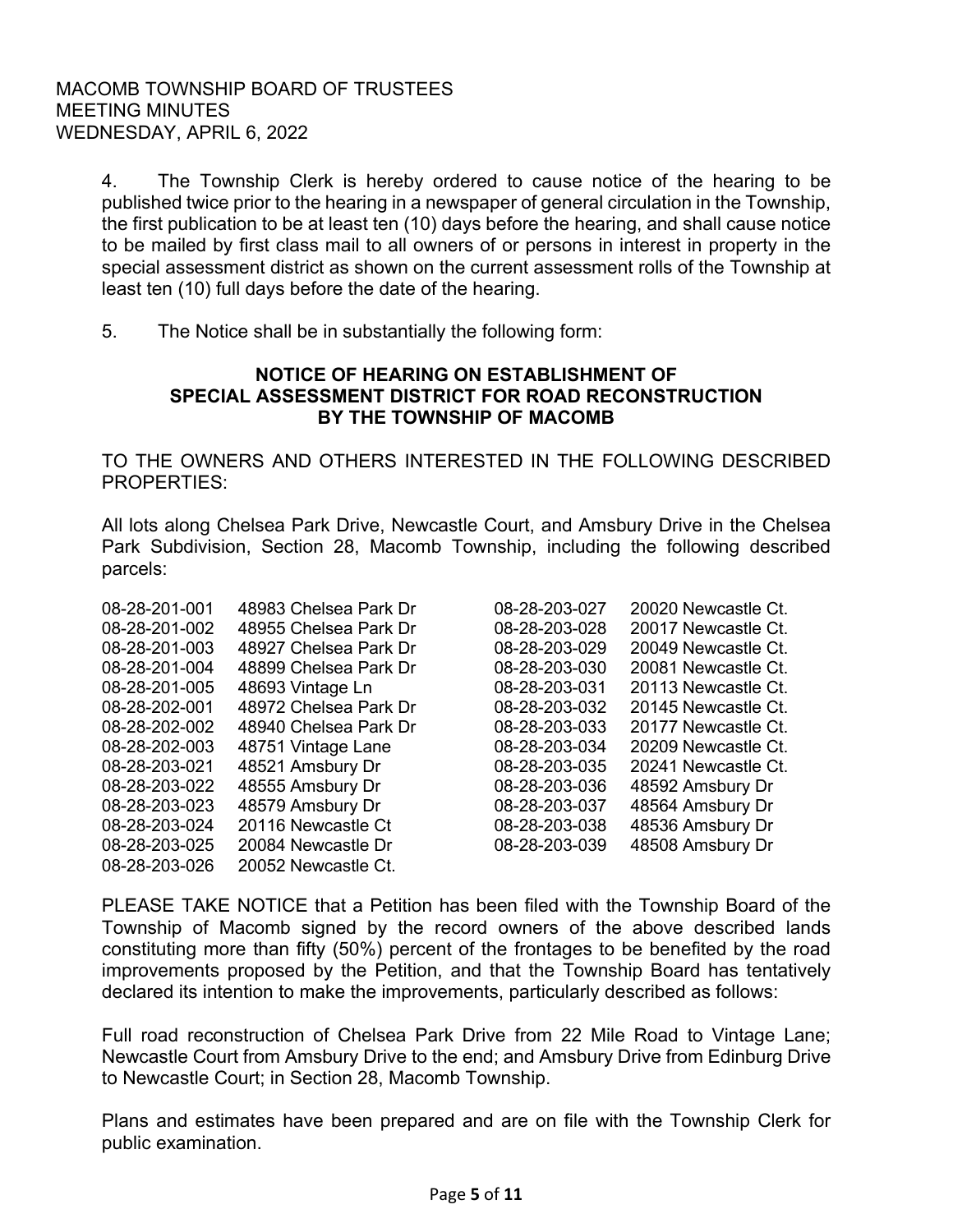4. The Township Clerk is hereby ordered to cause notice of the hearing to be published twice prior to the hearing in a newspaper of general circulation in the Township, the first publication to be at least ten (10) days before the hearing, and shall cause notice to be mailed by first class mail to all owners of or persons in interest in property in the special assessment district as shown on the current assessment rolls of the Township at least ten (10) full days before the date of the hearing.

5. The Notice shall be in substantially the following form:

**NOTICE OF HEARING ON ESTABLISHMENT OF SPECIAL ASSESSMENT DISTRICT FOR ROAD RECONSTRUCTION BY THE TOWNSHIP OF MACOMB**

TO THE OWNERS AND OTHERS INTERESTED IN THE FOLLOWING DESCRIBED PROPERTIES:

All lots along Chelsea Park Drive, Newcastle Court, and Amsbury Drive in the Chelsea Park Subdivision, Section 28, Macomb Township, including the following described parcels:

| | | | |
|---|---|---|---|
| 08-28-201-001 | 48983 Chelsea Park Dr | 08-28-203-027 | 20020 Newcastle Ct. |
| 08-28-201-002 | 48955 Chelsea Park Dr | 08-28-203-028 | 20017 Newcastle Ct. |
| 08-28-201-003 | 48927 Chelsea Park Dr | 08-28-203-029 | 20049 Newcastle Ct. |
| 08-28-201-004 | 48899 Chelsea Park Dr | 08-28-203-030 | 20081 Newcastle Ct. |
| 08-28-201-005 | 48693 Vintage Ln | 08-28-203-031 | 20113 Newcastle Ct. |
| 08-28-202-001 | 48972 Chelsea Park Dr | 08-28-203-032 | 20145 Newcastle Ct. |
| 08-28-202-002 | 48940 Chelsea Park Dr | 08-28-203-033 | 20177 Newcastle Ct. |
| 08-28-202-003 | 48751 Vintage Lane | 08-28-203-034 | 20209 Newcastle Ct. |
| 08-28-203-021 | 48521 Amsbury Dr | 08-28-203-035 | 20241 Newcastle Ct. |
| 08-28-203-022 | 48555 Amsbury Dr | 08-28-203-036 | 48592 Amsbury Dr |
| 08-28-203-023 | 48579 Amsbury Dr | 08-28-203-037 | 48564 Amsbury Dr |
| 08-28-203-024 | 20116 Newcastle Ct | 08-28-203-038 | 48536 Amsbury Dr |
| 08-28-203-025 | 20084 Newcastle Dr | 08-28-203-039 | 48508 Amsbury Dr |
| 08-28-203-026 | 20052 Newcastle Ct. | | |

PLEASE TAKE NOTICE that a Petition has been filed with the Township Board of the Township of Macomb signed by the record owners of the above described lands constituting more than fifty (50%) percent of the frontages to be benefited by the road improvements proposed by the Petition, and that the Township Board has tentatively declared its intention to make the improvements, particularly described as follows:

Full road reconstruction of Chelsea Park Drive from 22 Mile Road to Vintage Lane; Newcastle Court from Amsbury Drive to the end; and Amsbury Drive from Edinburg Drive to Newcastle Court; in Section 28, Macomb Township.

Plans and estimates have been prepared and are on file with the Township Clerk for public examination.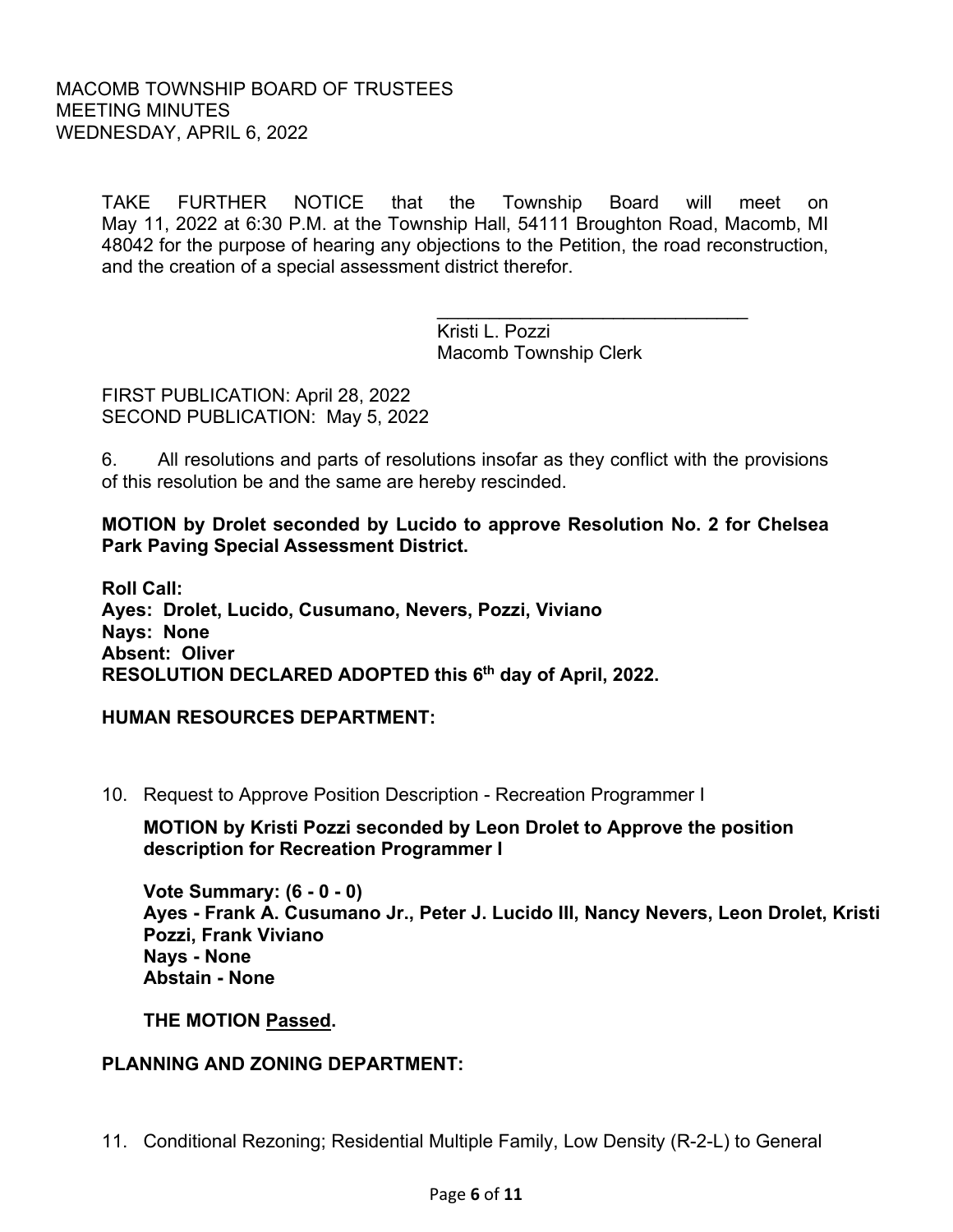TAKE FURTHER NOTICE that the Township Board will meet on May 11, 2022 at 6:30 P.M. at the Township Hall, 54111 Broughton Road, Macomb, MI 48042 for the purpose of hearing any objections to the Petition, the road reconstruction, and the creation of a special assessment district therefor.

_______________________________
Kristi L. Pozzi
Macomb Township Clerk

FIRST PUBLICATION: April 28, 2022
SECOND PUBLICATION: May 5, 2022

6. All resolutions and parts of resolutions insofar as they conflict with the provisions of this resolution be and the same are hereby rescinded.

**MOTION by Drolet seconded by Lucido to approve Resolution No. 2 for Chelsea Park Paving Special Assessment District.**

**Roll Call:**
**Ayes: Drolet, Lucido, Cusumano, Nevers, Pozzi, Viviano**
**Nays: None**
**Absent: Oliver**
**RESOLUTION DECLARED ADOPTED this 6th day of April, 2022.**

**HUMAN RESOURCES DEPARTMENT:**

10. Request to Approve Position Description - Recreation Programmer I

**MOTION by Kristi Pozzi seconded by Leon Drolet to Approve the position description for Recreation Programmer I**

**Vote Summary: (6 - 0 - 0)**
**Ayes - Frank A. Cusumano Jr., Peter J. Lucido III, Nancy Nevers, Leon Drolet, Kristi Pozzi, Frank Viviano**
**Nays - None**
**Abstain - None**

**THE MOTION Passed.**

**PLANNING AND ZONING DEPARTMENT:**

11. Conditional Rezoning; Residential Multiple Family, Low Density (R-2-L) to General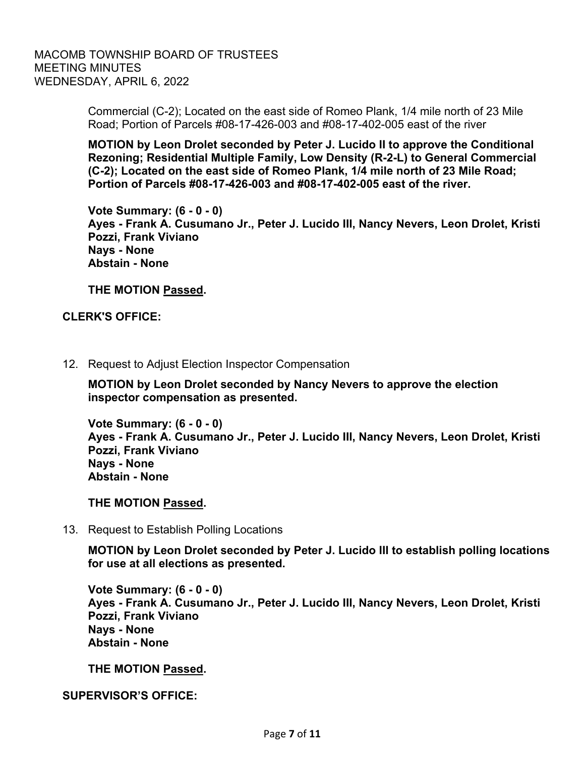Commercial (C-2); Located on the east side of Romeo Plank, 1/4 mile north of 23 Mile Road; Portion of Parcels #08-17-426-003 and #08-17-402-005 east of the river

**MOTION by Leon Drolet seconded by Peter J. Lucido II to approve the Conditional Rezoning; Residential Multiple Family, Low Density (R-2-L) to General Commercial (C-2); Located on the east side of Romeo Plank, 1/4 mile north of 23 Mile Road; Portion of Parcels #08-17-426-003 and #08-17-402-005 east of the river.**

**Vote Summary: (6 - 0 - 0)**
**Ayes - Frank A. Cusumano Jr., Peter J. Lucido III, Nancy Nevers, Leon Drolet, Kristi Pozzi, Frank Viviano**
**Nays - None**
**Abstain - None**

**THE MOTION Passed.**

**CLERK'S OFFICE:**

12. Request to Adjust Election Inspector Compensation

**MOTION by Leon Drolet seconded by Nancy Nevers to approve the election inspector compensation as presented.**

**Vote Summary: (6 - 0 - 0)**
**Ayes - Frank A. Cusumano Jr., Peter J. Lucido III, Nancy Nevers, Leon Drolet, Kristi Pozzi, Frank Viviano**
**Nays - None**
**Abstain - None**

**THE MOTION Passed.**

13. Request to Establish Polling Locations

**MOTION by Leon Drolet seconded by Peter J. Lucido III to establish polling locations for use at all elections as presented.**

**Vote Summary: (6 - 0 - 0)**
**Ayes - Frank A. Cusumano Jr., Peter J. Lucido III, Nancy Nevers, Leon Drolet, Kristi Pozzi, Frank Viviano**
**Nays - None**
**Abstain - None**

**THE MOTION Passed.**

**SUPERVISOR'S OFFICE:**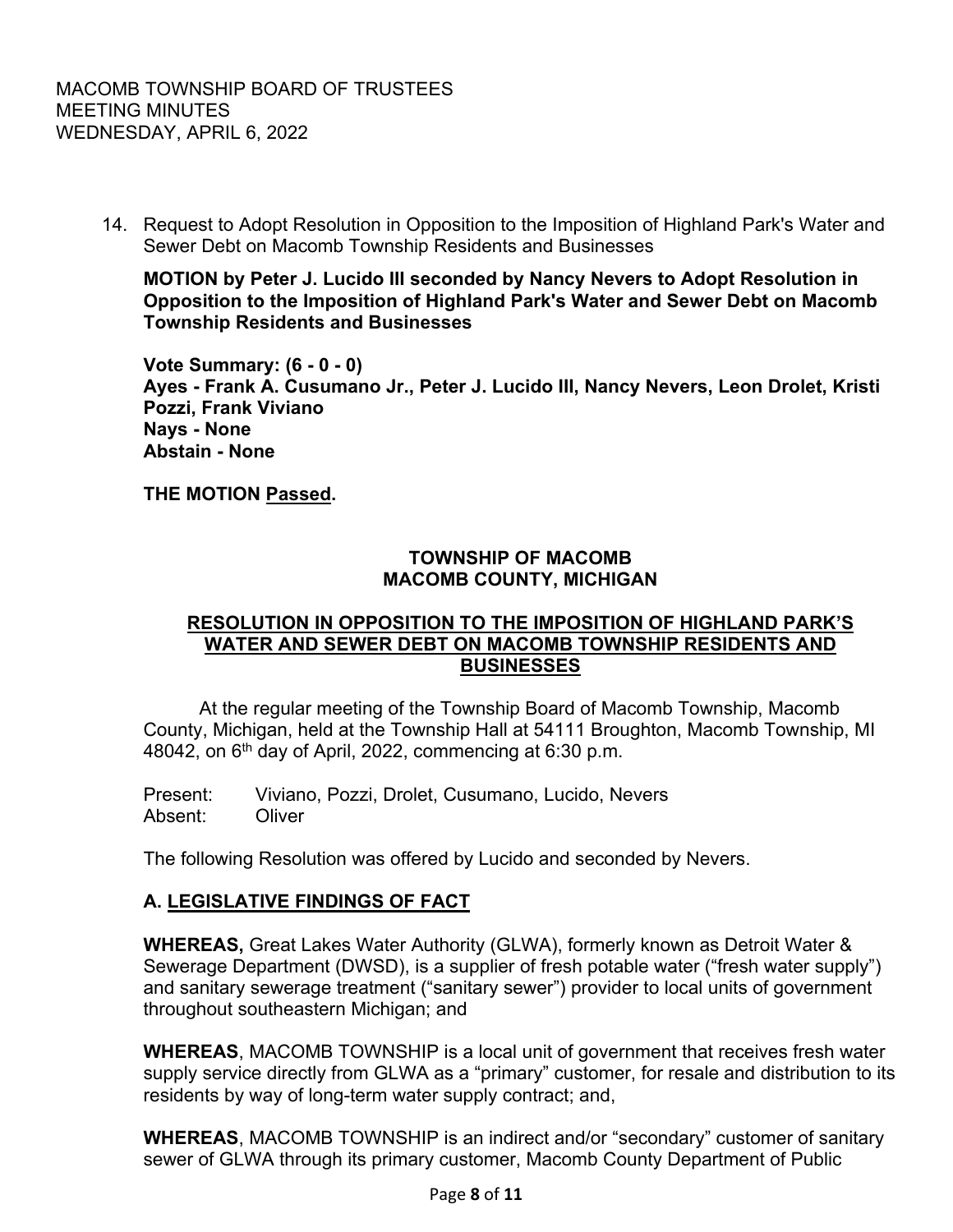14. Request to Adopt Resolution in Opposition to the Imposition of Highland Park's Water and Sewer Debt on Macomb Township Residents and Businesses

**MOTION by Peter J. Lucido III seconded by Nancy Nevers to Adopt Resolution in Opposition to the Imposition of Highland Park's Water and Sewer Debt on Macomb Township Residents and Businesses**

**Vote Summary: (6 - 0 - 0)**
**Ayes - Frank A. Cusumano Jr., Peter J. Lucido III, Nancy Nevers, Leon Drolet, Kristi Pozzi, Frank Viviano**
**Nays - None**
**Abstain - None**

**THE MOTION Passed.**

**TOWNSHIP OF MACOMB**
**MACOMB COUNTY, MICHIGAN**

**RESOLUTION IN OPPOSITION TO THE IMPOSITION OF HIGHLAND PARK'S WATER AND SEWER DEBT ON MACOMB TOWNSHIP RESIDENTS AND BUSINESSES**

At the regular meeting of the Township Board of Macomb Township, Macomb County, Michigan, held at the Township Hall at 54111 Broughton, Macomb Township, MI 48042, on 6th day of April, 2022, commencing at 6:30 p.m.

Present: Viviano, Pozzi, Drolet, Cusumano, Lucido, Nevers
Absent: Oliver

The following Resolution was offered by Lucido and seconded by Nevers.

## A. LEGISLATIVE FINDINGS OF FACT

**WHEREAS,** Great Lakes Water Authority (GLWA), formerly known as Detroit Water & Sewerage Department (DWSD), is a supplier of fresh potable water ("fresh water supply") and sanitary sewerage treatment ("sanitary sewer") provider to local units of government throughout southeastern Michigan; and

**WHEREAS**, MACOMB TOWNSHIP is a local unit of government that receives fresh water supply service directly from GLWA as a "primary" customer, for resale and distribution to its residents by way of long-term water supply contract; and,

**WHEREAS**, MACOMB TOWNSHIP is an indirect and/or "secondary" customer of sanitary sewer of GLWA through its primary customer, Macomb County Department of Public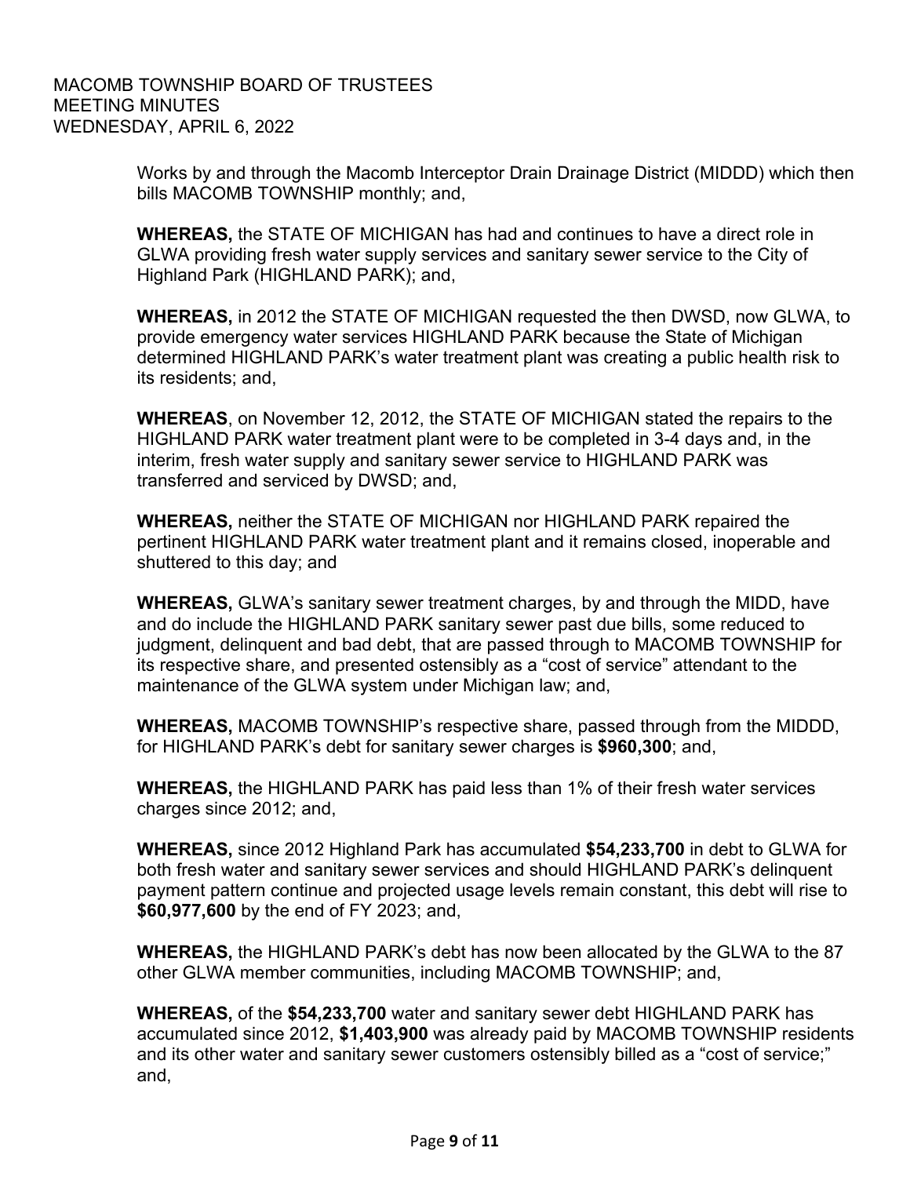Works by and through the Macomb Interceptor Drain Drainage District (MIDDD) which then bills MACOMB TOWNSHIP monthly; and,

**WHEREAS,** the STATE OF MICHIGAN has had and continues to have a direct role in GLWA providing fresh water supply services and sanitary sewer service to the City of Highland Park (HIGHLAND PARK); and,

**WHEREAS,** in 2012 the STATE OF MICHIGAN requested the then DWSD, now GLWA, to provide emergency water services HIGHLAND PARK because the State of Michigan determined HIGHLAND PARK's water treatment plant was creating a public health risk to its residents; and,

**WHEREAS**, on November 12, 2012, the STATE OF MICHIGAN stated the repairs to the HIGHLAND PARK water treatment plant were to be completed in 3-4 days and, in the interim, fresh water supply and sanitary sewer service to HIGHLAND PARK was transferred and serviced by DWSD; and,

**WHEREAS,** neither the STATE OF MICHIGAN nor HIGHLAND PARK repaired the pertinent HIGHLAND PARK water treatment plant and it remains closed, inoperable and shuttered to this day; and

**WHEREAS,** GLWA's sanitary sewer treatment charges, by and through the MIDD, have and do include the HIGHLAND PARK sanitary sewer past due bills, some reduced to judgment, delinquent and bad debt, that are passed through to MACOMB TOWNSHIP for its respective share, and presented ostensibly as a "cost of service" attendant to the maintenance of the GLWA system under Michigan law; and,

**WHEREAS,** MACOMB TOWNSHIP's respective share, passed through from the MIDDD, for HIGHLAND PARK's debt for sanitary sewer charges is **$960,300**; and,

**WHEREAS,** the HIGHLAND PARK has paid less than 1% of their fresh water services charges since 2012; and,

**WHEREAS,** since 2012 Highland Park has accumulated **$54,233,700** in debt to GLWA for both fresh water and sanitary sewer services and should HIGHLAND PARK's delinquent payment pattern continue and projected usage levels remain constant, this debt will rise to **$60,977,600** by the end of FY 2023; and,

**WHEREAS,** the HIGHLAND PARK's debt has now been allocated by the GLWA to the 87 other GLWA member communities, including MACOMB TOWNSHIP; and,

**WHEREAS,** of the **$54,233,700** water and sanitary sewer debt HIGHLAND PARK has accumulated since 2012, **$1,403,900** was already paid by MACOMB TOWNSHIP residents and its other water and sanitary sewer customers ostensibly billed as a "cost of service;" and,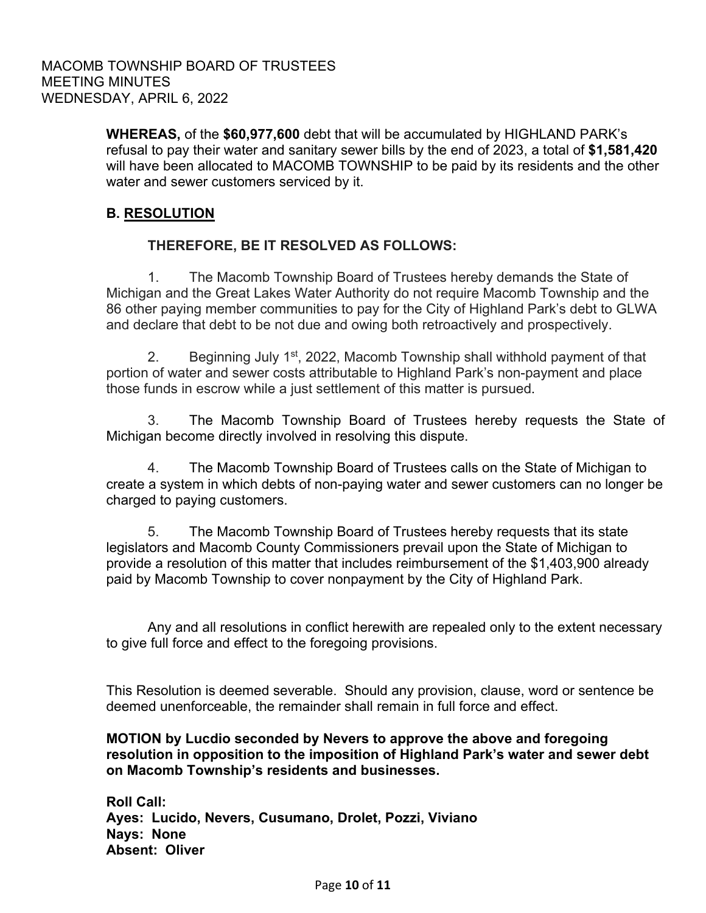**WHEREAS,** of the **$60,977,600** debt that will be accumulated by HIGHLAND PARK's refusal to pay their water and sanitary sewer bills by the end of 2023, a total of **$1,581,420** will have been allocated to MACOMB TOWNSHIP to be paid by its residents and the other water and sewer customers serviced by it.

## B. RESOLUTION

**THEREFORE, BE IT RESOLVED AS FOLLOWS:**

1. The Macomb Township Board of Trustees hereby demands the State of Michigan and the Great Lakes Water Authority do not require Macomb Township and the 86 other paying member communities to pay for the City of Highland Park's debt to GLWA and declare that debt to be not due and owing both retroactively and prospectively.

2. Beginning July 1st, 2022, Macomb Township shall withhold payment of that portion of water and sewer costs attributable to Highland Park's non-payment and place those funds in escrow while a just settlement of this matter is pursued.

3. The Macomb Township Board of Trustees hereby requests the State of Michigan become directly involved in resolving this dispute.

4. The Macomb Township Board of Trustees calls on the State of Michigan to create a system in which debts of non-paying water and sewer customers can no longer be charged to paying customers.

5. The Macomb Township Board of Trustees hereby requests that its state legislators and Macomb County Commissioners prevail upon the State of Michigan to provide a resolution of this matter that includes reimbursement of the $1,403,900 already paid by Macomb Township to cover nonpayment by the City of Highland Park.

Any and all resolutions in conflict herewith are repealed only to the extent necessary to give full force and effect to the foregoing provisions.

This Resolution is deemed severable. Should any provision, clause, word or sentence be deemed unenforceable, the remainder shall remain in full force and effect.

**MOTION by Lucdio seconded by Nevers to approve the above and foregoing resolution in opposition to the imposition of Highland Park's water and sewer debt on Macomb Township's residents and businesses.**

**Roll Call:**
**Ayes: Lucido, Nevers, Cusumano, Drolet, Pozzi, Viviano**
**Nays: None**
**Absent: Oliver**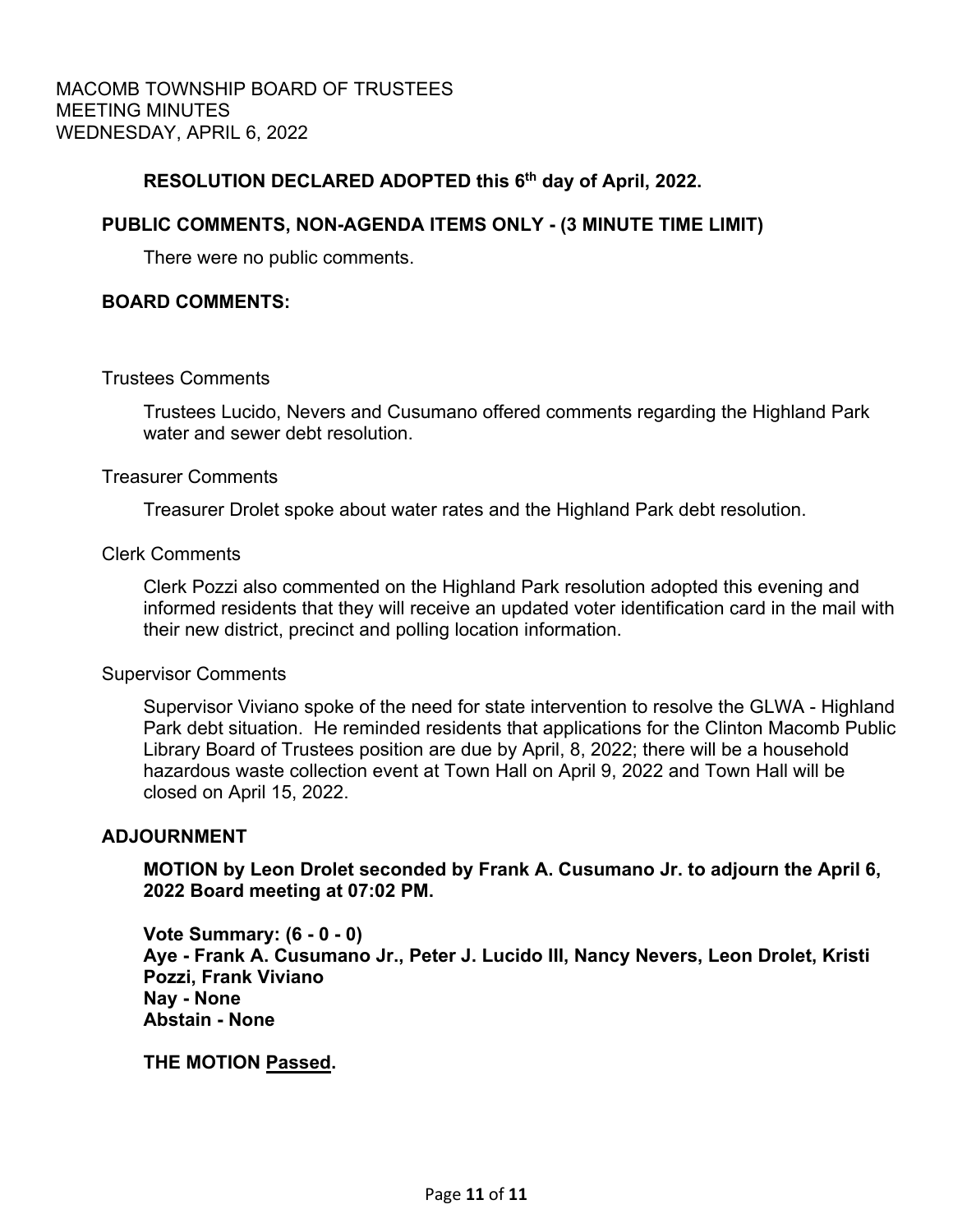MACOMB TOWNSHIP BOARD OF TRUSTEES
MEETING MINUTES
WEDNESDAY, APRIL 6, 2022

**RESOLUTION DECLARED ADOPTED this 6th day of April, 2022.**

**PUBLIC COMMENTS, NON-AGENDA ITEMS ONLY - (3 MINUTE TIME LIMIT)**

There were no public comments.

**BOARD COMMENTS:**

Trustees Comments

Trustees Lucido, Nevers and Cusumano offered comments regarding the Highland Park water and sewer debt resolution.

Treasurer Comments

Treasurer Drolet spoke about water rates and the Highland Park debt resolution.

Clerk Comments

Clerk Pozzi also commented on the Highland Park resolution adopted this evening and informed residents that they will receive an updated voter identification card in the mail with their new district, precinct and polling location information.

Supervisor Comments

Supervisor Viviano spoke of the need for state intervention to resolve the GLWA - Highland Park debt situation. He reminded residents that applications for the Clinton Macomb Public Library Board of Trustees position are due by April, 8, 2022; there will be a household hazardous waste collection event at Town Hall on April 9, 2022 and Town Hall will be closed on April 15, 2022.

**ADJOURNMENT**

**MOTION by Leon Drolet seconded by Frank A. Cusumano Jr. to adjourn the April 6, 2022 Board meeting at 07:02 PM.**

**Vote Summary: (6 - 0 - 0)**
**Aye - Frank A. Cusumano Jr., Peter J. Lucido III, Nancy Nevers, Leon Drolet, Kristi Pozzi, Frank Viviano**
**Nay - None**
**Abstain - None**

**THE MOTION Passed.**